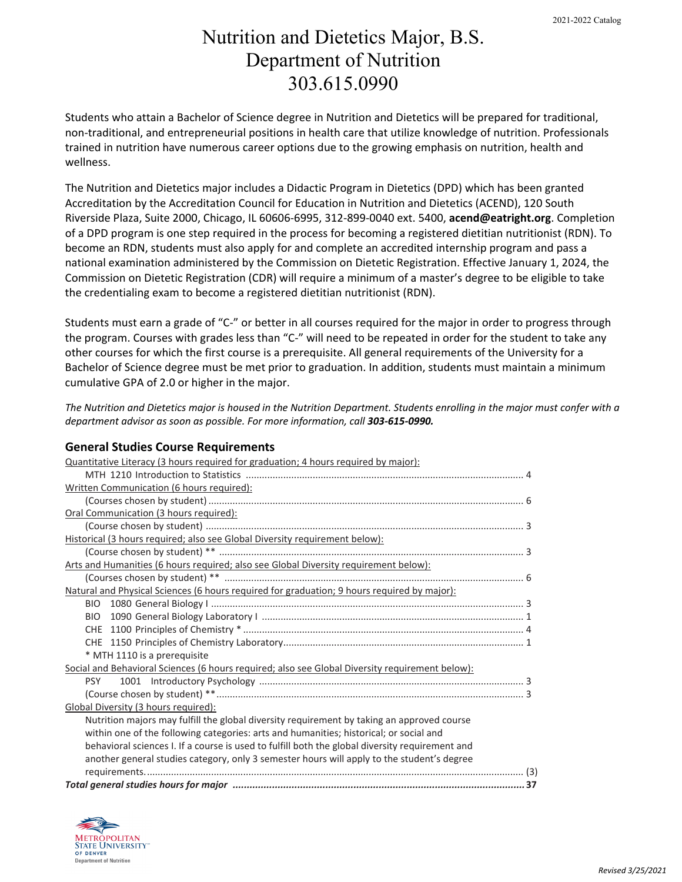# Nutrition and Dietetics Major, B.S.
## Department of Nutrition
## 303.615.0990

Students who attain a Bachelor of Science degree in Nutrition and Dietetics will be prepared for traditional, non-traditional, and entrepreneurial positions in health care that utilize knowledge of nutrition. Professionals trained in nutrition have numerous career options due to the growing emphasis on nutrition, health and wellness.

The Nutrition and Dietetics major includes a Didactic Program in Dietetics (DPD) which has been granted Accreditation by the Accreditation Council for Education in Nutrition and Dietetics (ACEND), 120 South Riverside Plaza, Suite 2000, Chicago, IL 60606-6995, 312-899-0040 ext. 5400, **acend@eatright.org**. Completion of a DPD program is one step required in the process for becoming a registered dietitian nutritionist (RDN). To become an RDN, students must also apply for and complete an accredited internship program and pass a national examination administered by the Commission on Dietetic Registration. Effective January 1, 2024, the Commission on Dietetic Registration (CDR) will require a minimum of a master's degree to be eligible to take the credentialing exam to become a registered dietitian nutritionist (RDN).

Students must earn a grade of "C-" or better in all courses required for the major in order to progress through the program. Courses with grades less than "C-" will need to be repeated in order for the student to take any other courses for which the first course is a prerequisite. All general requirements of the University for a Bachelor of Science degree must be met prior to graduation. In addition, students must maintain a minimum cumulative GPA of 2.0 or higher in the major.

*The Nutrition and Dietetics major is housed in the Nutrition Department. Students enrolling in the major must confer with a department advisor as soon as possible. For more information, call **303-615-0990.***

### General Studies Course Requirements

Quantitative Literacy (3 hours required for graduation; 4 hours required by major):
- MTH 1210 Introduction to Statistics ........ 4

Written Communication (6 hours required):
- (Courses chosen by student) ........ 6

Oral Communication (3 hours required):
- (Course chosen by student) ........ 3

Historical (3 hours required; also see Global Diversity requirement below):
- (Course chosen by student) ** ........ 3

Arts and Humanities (6 hours required; also see Global Diversity requirement below):
- (Courses chosen by student) ** ........ 6

Natural and Physical Sciences (6 hours required for graduation; 9 hours required by major):
- BIO 1080 General Biology I ........ 3
- BIO 1090 General Biology Laboratory I ........ 1
- CHE 1100 Principles of Chemistry * ........ 4
- CHE 1150 Principles of Chemistry Laboratory........ 1

\* MTH 1110 is a prerequisite

Social and Behavioral Sciences (6 hours required; also see Global Diversity requirement below):
- PSY 1001 Introductory Psychology ........ 3
- (Course chosen by student) ** ........ 3

Global Diversity (3 hours required):

Nutrition majors may fulfill the global diversity requirement by taking an approved course within one of the following categories: arts and humanities; historical; or social and behavioral sciences I. If a course is used to fulfill both the global diversity requirement and another general studies category, only 3 semester hours will apply to the student's degree requirements........ (3)

***Total general studies hours for major ........ 37***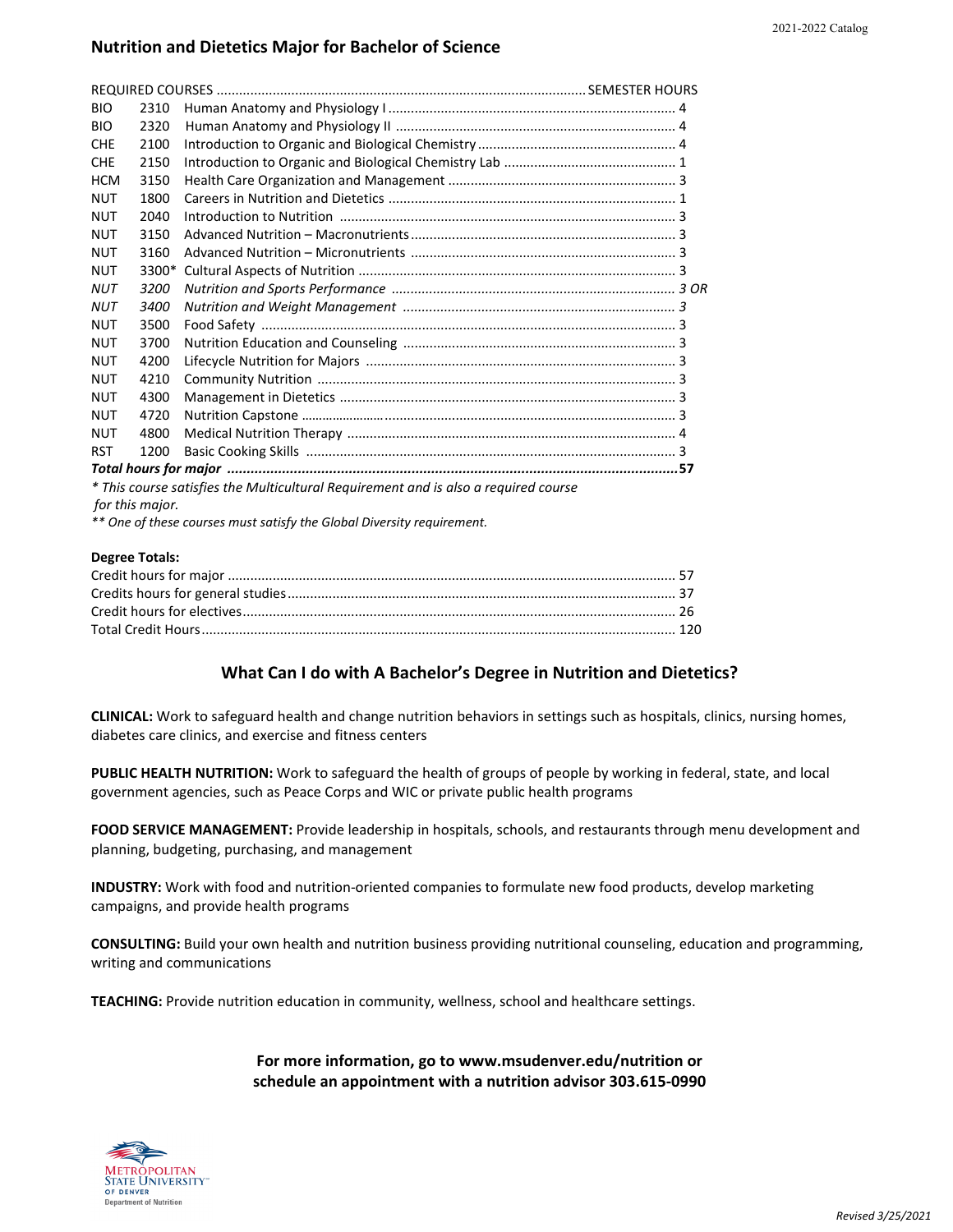## Nutrition and Dietetics Major for Bachelor of Science

| REQUIRED COURSES | | | SEMESTER HOURS |
|---|---|---|---|
| BIO | 2310 | Human Anatomy and Physiology I | 4 |
| BIO | 2320 | Human Anatomy and Physiology II | 4 |
| CHE | 2100 | Introduction to Organic and Biological Chemistry | 4 |
| CHE | 2150 | Introduction to Organic and Biological Chemistry Lab | 1 |
| HCM | 3150 | Health Care Organization and Management | 3 |
| NUT | 1800 | Careers in Nutrition and Dietetics | 1 |
| NUT | 2040 | Introduction to Nutrition | 3 |
| NUT | 3150 | Advanced Nutrition – Macronutrients | 3 |
| NUT | 3160 | Advanced Nutrition – Micronutrients | 3 |
| NUT | 3300* | Cultural Aspects of Nutrition | 3 |
| *NUT* | *3200* | *Nutrition and Sports Performance* | *3 OR* |
| *NUT* | *3400* | *Nutrition and Weight Management* | *3* |
| NUT | 3500 | Food Safety | 3 |
| NUT | 3700 | Nutrition Education and Counseling | 3 |
| NUT | 4200 | Lifecycle Nutrition for Majors | 3 |
| NUT | 4210 | Community Nutrition | 3 |
| NUT | 4300 | Management in Dietetics | 3 |
| NUT | 4720 | Nutrition Capstone | 3 |
| NUT | 4800 | Medical Nutrition Therapy | 4 |
| RST | 1200 | Basic Cooking Skills | 3 |
| ***Total hours for major*** | | | **57** |

*\* This course satisfies the Multicultural Requirement and is also a required course for this major.*

*\*\* One of these courses must satisfy the Global Diversity requirement.*

**Degree Totals:**

| | |
|---|---|
| Credit hours for major | 57 |
| Credits hours for general studies | 37 |
| Credit hours for electives | 26 |
| Total Credit Hours | 120 |

## What Can I do with A Bachelor's Degree in Nutrition and Dietetics?

**CLINICAL:** Work to safeguard health and change nutrition behaviors in settings such as hospitals, clinics, nursing homes, diabetes care clinics, and exercise and fitness centers

**PUBLIC HEALTH NUTRITION:** Work to safeguard the health of groups of people by working in federal, state, and local government agencies, such as Peace Corps and WIC or private public health programs

**FOOD SERVICE MANAGEMENT:** Provide leadership in hospitals, schools, and restaurants through menu development and planning, budgeting, purchasing, and management

**INDUSTRY:** Work with food and nutrition-oriented companies to formulate new food products, develop marketing campaigns, and provide health programs

**CONSULTING:** Build your own health and nutrition business providing nutritional counseling, education and programming, writing and communications

**TEACHING:** Provide nutrition education in community, wellness, school and healthcare settings.

**For more information, go to www.msudenver.edu/nutrition or schedule an appointment with a nutrition advisor 303.615-0990**

Metropolitan State University of Denver
Department of Nutrition

*Revised 3/25/2021*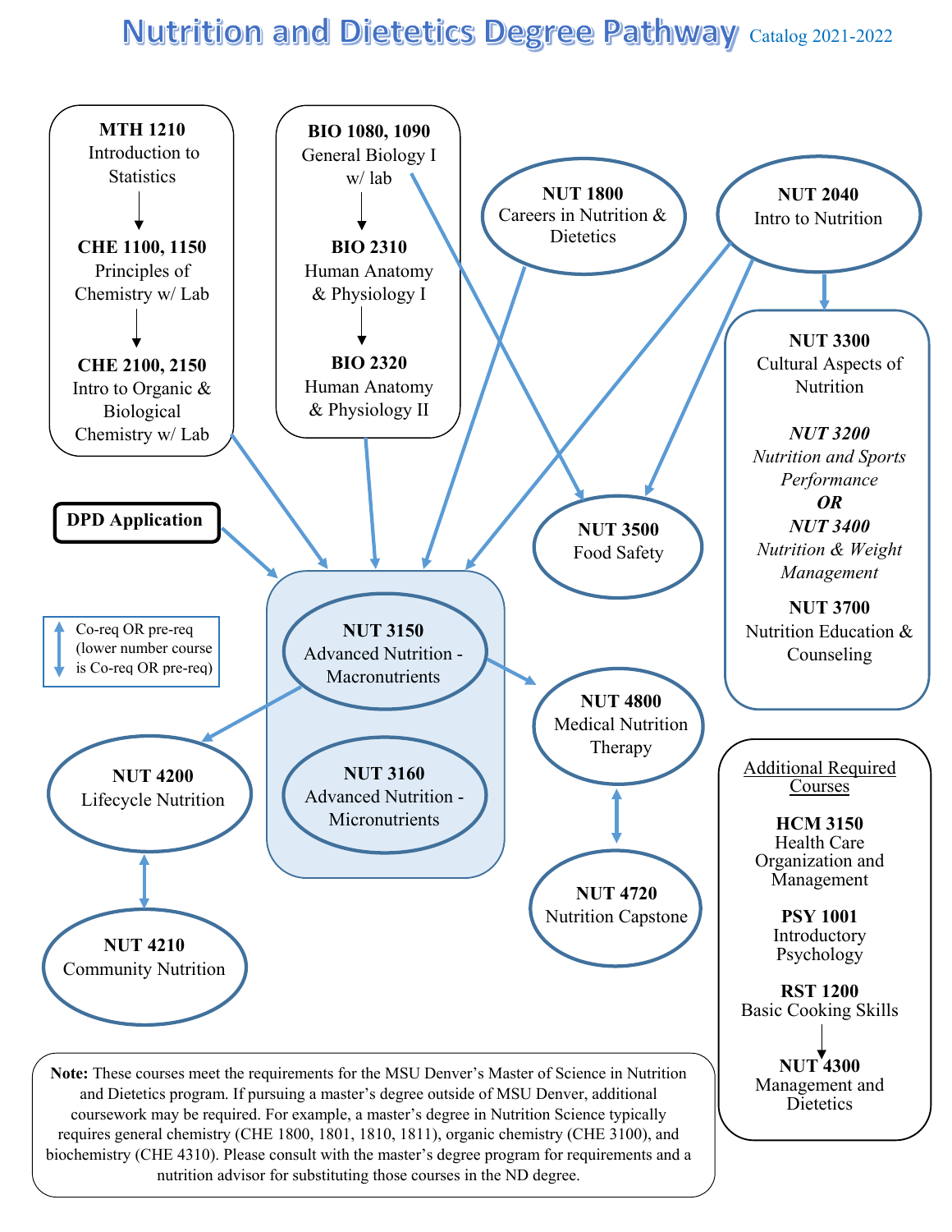# Nutrition and Dietetics Degree Pathway

Catalog 2021-2022

**MTH 1210**
Introduction to Statistics

**CHE 1100, 1150**
Principles of Chemistry w/ Lab

**CHE 2100, 2150**
Intro to Organic & Biological Chemistry w/ Lab

**BIO 1080, 1090**
General Biology I w/ lab

**BIO 2310**
Human Anatomy & Physiology I

**BIO 2320**
Human Anatomy & Physiology II

**NUT 1800**
Careers in Nutrition & Dietetics

**NUT 2040**
Intro to Nutrition

**NUT 3300**
Cultural Aspects of Nutrition

***NUT 3200***
*Nutrition and Sports Performance*
***OR***
***NUT 3400***
*Nutrition & Weight Management*

**NUT 3700**
Nutrition Education & Counseling

**DPD Application**

**NUT 3500**
Food Safety

Co-req OR pre-req (lower number course is Co-req OR pre-req)

**NUT 3150**
Advanced Nutrition - Macronutrients

**NUT 3160**
Advanced Nutrition - Micronutrients

**NUT 4800**
Medical Nutrition Therapy

**NUT 4720**
Nutrition Capstone

**NUT 4200**
Lifecycle Nutrition

**NUT 4210**
Community Nutrition

Additional Required Courses

**HCM 3150**
Health Care Organization and Management

**PSY 1001**
Introductory Psychology

**RST 1200**
Basic Cooking Skills

**NUT 4300**
Management and Dietetics

**Note:** These courses meet the requirements for the MSU Denver's Master of Science in Nutrition and Dietetics program. If pursuing a master's degree outside of MSU Denver, additional coursework may be required. For example, a master's degree in Nutrition Science typically requires general chemistry (CHE 1800, 1801, 1810, 1811), organic chemistry (CHE 3100), and biochemistry (CHE 4310). Please consult with the master's degree program for requirements and a nutrition advisor for substituting those courses in the ND degree.